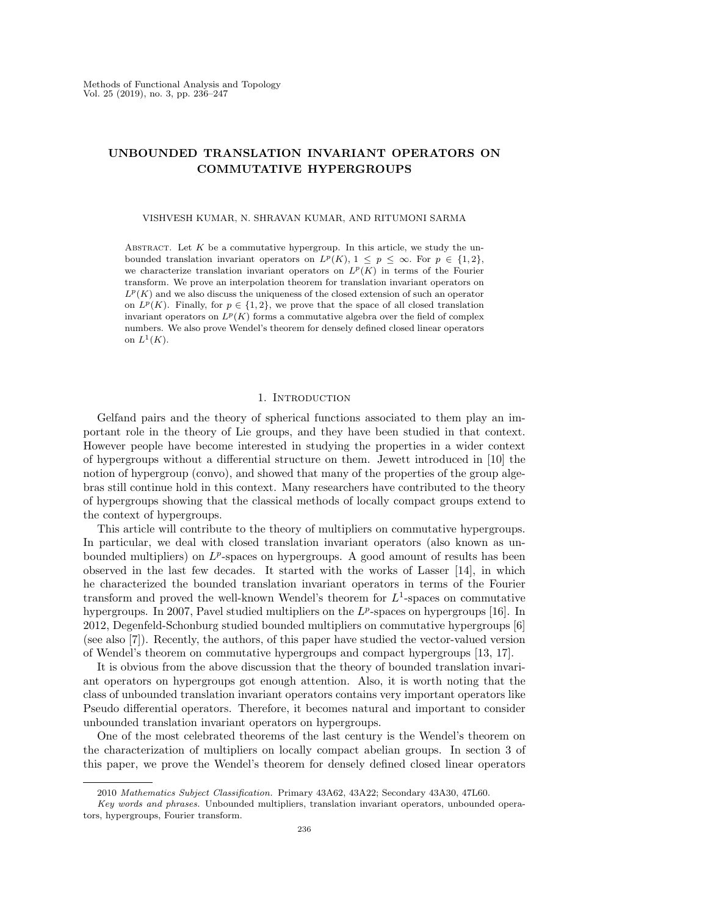# UNBOUNDED TRANSLATION INVARIANT OPERATORS ON COMMUTATIVE HYPERGROUPS

VISHVESH KUMAR, N. SHRAVAN KUMAR, AND RITUMONI SARMA

Abstract. Let $K$ be a commutative hypergroup. In this article, we study the unbounded translation invariant operators on $L^p(K)$, $1 \leq p \leq \infty$. For $p \in \{1, 2\}$, we characterize translation invariant operators on $L^p(K)$ in terms of the Fourier transform. We prove an interpolation theorem for translation invariant operators on $L^p(K)$ and we also discuss the uniqueness of the closed extension of such an operator on $L^p(K)$. Finally, for $p \in \{1, 2\}$, we prove that the space of all closed translation invariant operators on $L^p(K)$ forms a commutative algebra over the field of complex numbers. We also prove Wendel's theorem for densely defined closed linear operators on $L^1(K)$.

## 1. Introduction

Gelfand pairs and the theory of spherical functions associated to them play an important role in the theory of Lie groups, and they have been studied in that context. However people have become interested in studying the properties in a wider context of hypergroups without a differential structure on them. Jewett introduced in [10] the notion of hypergroup (convo), and showed that many of the properties of the group algebras still continue hold in this context. Many researchers have contributed to the theory of hypergroups showing that the classical methods of locally compact groups extend to the context of hypergroups.

This article will contribute to the theory of multipliers on commutative hypergroups. In particular, we deal with closed translation invariant operators (also known as unbounded multipliers) on $L^p$-spaces on hypergroups. A good amount of results has been observed in the last few decades. It started with the works of Lasser [14], in which he characterized the bounded translation invariant operators in terms of the Fourier transform and proved the well-known Wendel's theorem for $L^1$-spaces on commutative hypergroups. In 2007, Pavel studied multipliers on the $L^p$-spaces on hypergroups [16]. In 2012, Degenfeld-Schonburg studied bounded multipliers on commutative hypergroups [6] (see also [7]). Recently, the authors, of this paper have studied the vector-valued version of Wendel's theorem on commutative hypergroups and compact hypergroups [13, 17].

It is obvious from the above discussion that the theory of bounded translation invariant operators on hypergroups got enough attention. Also, it is worth noting that the class of unbounded translation invariant operators contains very important operators like Pseudo differential operators. Therefore, it becomes natural and important to consider unbounded translation invariant operators on hypergroups.

One of the most celebrated theorems of the last century is the Wendel's theorem on the characterization of multipliers on locally compact abelian groups. In section 3 of this paper, we prove the Wendel's theorem for densely defined closed linear operators

---

2010 *Mathematics Subject Classification.* Primary 43A62, 43A22; Secondary 43A30, 47L60.

*Key words and phrases.* Unbounded multipliers, translation invariant operators, unbounded operators, hypergroups, Fourier transform.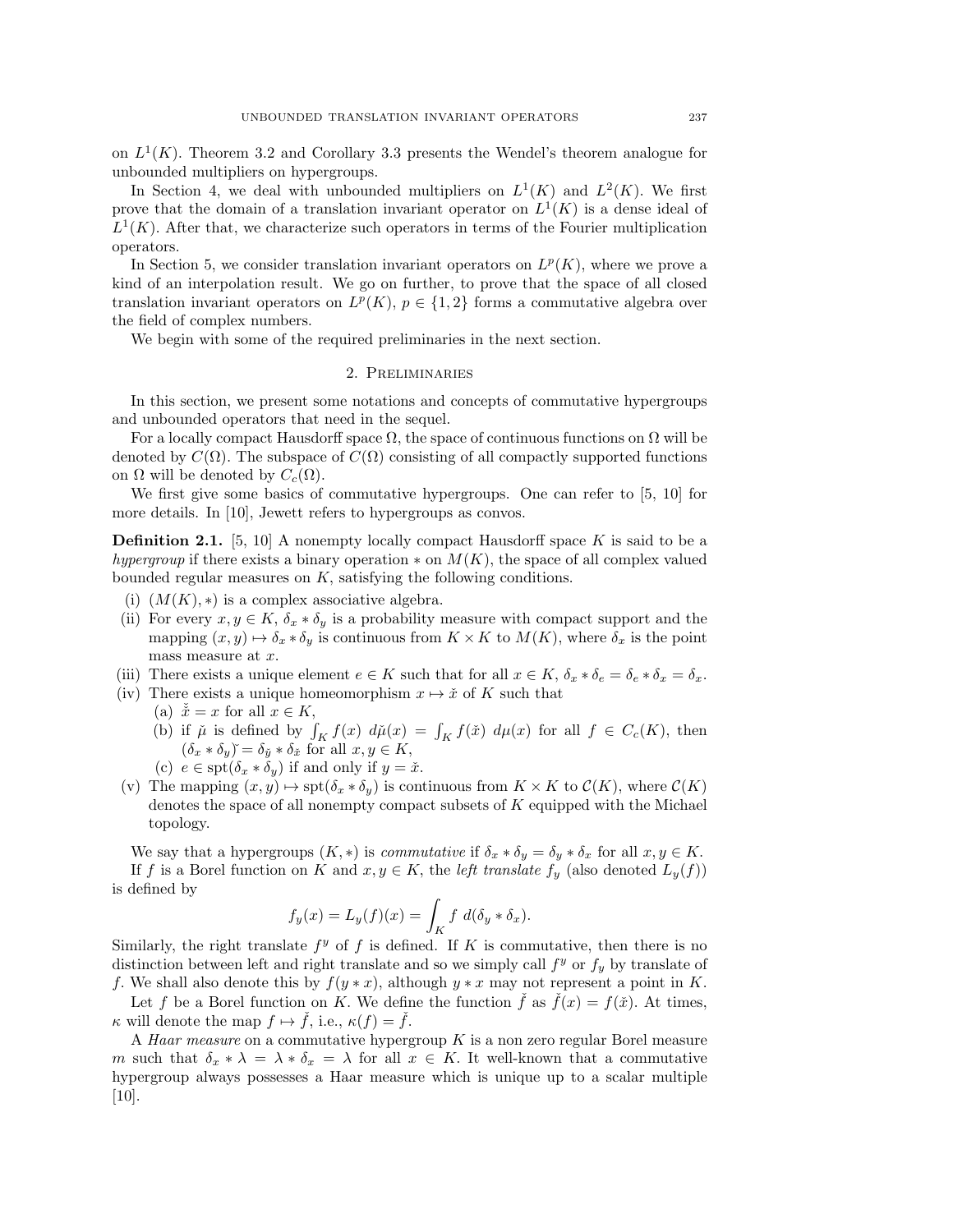on $L^1(K)$. Theorem 3.2 and Corollary 3.3 presents the Wendel's theorem analogue for unbounded multipliers on hypergroups.

In Section 4, we deal with unbounded multipliers on $L^1(K)$ and $L^2(K)$. We first prove that the domain of a translation invariant operator on $L^1(K)$ is a dense ideal of $L^1(K)$. After that, we characterize such operators in terms of the Fourier multiplication operators.

In Section 5, we consider translation invariant operators on $L^p(K)$, where we prove a kind of an interpolation result. We go on further, to prove that the space of all closed translation invariant operators on $L^p(K)$, $p \in \{1, 2\}$ forms a commutative algebra over the field of complex numbers.

We begin with some of the required preliminaries in the next section.

## 2. Preliminaries

In this section, we present some notations and concepts of commutative hypergroups and unbounded operators that need in the sequel.

For a locally compact Hausdorff space $\Omega$, the space of continuous functions on $\Omega$ will be denoted by $C(\Omega)$. The subspace of $C(\Omega)$ consisting of all compactly supported functions on $\Omega$ will be denoted by $C_c(\Omega)$.

We first give some basics of commutative hypergroups. One can refer to [5, 10] for more details. In [10], Jewett refers to hypergroups as convos.

**Definition 2.1.** [5, 10] A nonempty locally compact Hausdorff space $K$ is said to be a *hypergroup* if there exists a binary operation $*$ on $M(K)$, the space of all complex valued bounded regular measures on $K$, satisfying the following conditions.

- (i) $(M(K), *)$ is a complex associative algebra.
- (ii) For every $x, y \in K$, $\delta_x * \delta_y$ is a probability measure with compact support and the mapping $(x, y) \mapsto \delta_x * \delta_y$ is continuous from $K \times K$ to $M(K)$, where $\delta_x$ is the point mass measure at $x$.
- (iii) There exists a unique element $e \in K$ such that for all $x \in K$, $\delta_x * \delta_e = \delta_e * \delta_x = \delta_x$.
- (iv) There exists a unique homeomorphism $x \mapsto \check{x}$ of $K$ such that
  - (a) $\check{\check{x}} = x$ for all $x \in K$,
  - (b) if $\check{\mu}$ is defined by $\int_K f(x)\ d\check{\mu}(x) = \int_K f(\check{x})\ d\mu(x)$ for all $f \in C_c(K)$, then $(\delta_x * \delta_y)\check{} = \delta_{\check{y}} * \delta_{\check{x}}$ for all $x, y \in K$,
  - (c) $e \in \operatorname{spt}(\delta_x * \delta_y)$ if and only if $y = \check{x}$.
- (v) The mapping $(x, y) \mapsto \operatorname{spt}(\delta_x * \delta_y)$ is continuous from $K \times K$ to $\mathcal{C}(K)$, where $\mathcal{C}(K)$ denotes the space of all nonempty compact subsets of $K$ equipped with the Michael topology.

We say that a hypergroups $(K, *)$ is *commutative* if $\delta_x * \delta_y = \delta_y * \delta_x$ for all $x, y \in K$.

If $f$ is a Borel function on $K$ and $x, y \in K$, the *left translate* $f_y$ (also denoted $L_y(f)$) is defined by

$$f_y(x) = L_y(f)(x) = \int_K f\ d(\delta_y * \delta_x).$$

Similarly, the right translate $f^y$ of $f$ is defined. If $K$ is commutative, then there is no distinction between left and right translate and so we simply call $f^y$ or $f_y$ by translate of $f$. We shall also denote this by $f(y * x)$, although $y * x$ may not represent a point in $K$.

Let $f$ be a Borel function on $K$. We define the function $\check{f}$ as $\check{f}(x) = f(\check{x})$. At times, $\kappa$ will denote the map $f \mapsto \check{f}$, i.e., $\kappa(f) = \check{f}$.

A *Haar measure* on a commutative hypergroup $K$ is a non zero regular Borel measure $m$ such that $\delta_x * \lambda = \lambda * \delta_x = \lambda$ for all $x \in K$. It well-known that a commutative hypergroup always possesses a Haar measure which is unique up to a scalar multiple [10].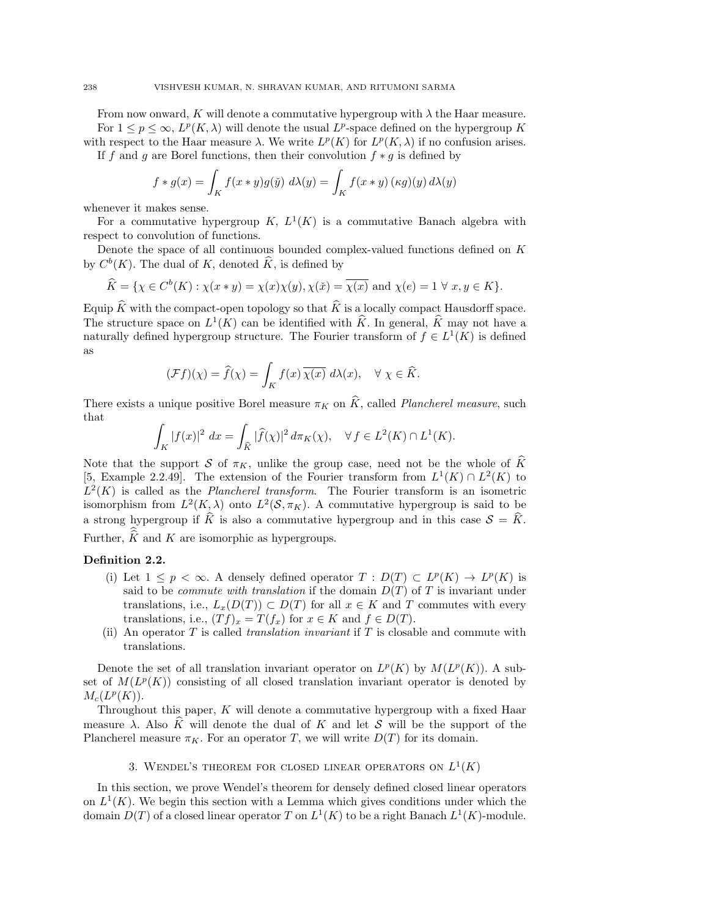From now onward, $K$ will denote a commutative hypergroup with $\lambda$ the Haar measure.

For $1 \leq p \leq \infty$, $L^p(K, \lambda)$ will denote the usual $L^p$-space defined on the hypergroup $K$ with respect to the Haar measure $\lambda$. We write $L^p(K)$ for $L^p(K, \lambda)$ if no confusion arises.

If $f$ and $g$ are Borel functions, then their convolution $f * g$ is defined by

$$f * g(x) = \int_K f(x * y) g(\check{y}) \, d\lambda(y) = \int_K f(x * y) \, (\kappa g)(y) \, d\lambda(y)$$

whenever it makes sense.

For a commutative hypergroup $K$, $L^1(K)$ is a commutative Banach algebra with respect to convolution of functions.

Denote the space of all continuous bounded complex-valued functions defined on $K$ by $C^b(K)$. The dual of $K$, denoted $\widehat{K}$, is defined by

$$\widehat{K} = \{\chi \in C^b(K) : \chi(x * y) = \chi(x)\chi(y), \chi(\check{x}) = \overline{\chi(x)} \text{ and } \chi(e) = 1 \; \forall \; x, y \in K\}.$$

Equip $\widehat{K}$ with the compact-open topology so that $\widehat{K}$ is a locally compact Hausdorff space. The structure space on $L^1(K)$ can be identified with $\widehat{K}$. In general, $\widehat{K}$ may not have a naturally defined hypergroup structure. The Fourier transform of $f \in L^1(K)$ is defined as

$$(\mathcal{F}f)(\chi) = \widehat{f}(\chi) = \int_K f(x) \, \overline{\chi(x)} \, d\lambda(x), \quad \forall \; \chi \in \widehat{K}.$$

There exists a unique positive Borel measure $\pi_K$ on $\widehat{K}$, called *Plancherel measure*, such that

$$\int_K |f(x)|^2 \, dx = \int_{\widehat{K}} |\widehat{f}(\chi)|^2 \, d\pi_K(\chi), \quad \forall \, f \in L^2(K) \cap L^1(K).$$

Note that the support $\mathcal{S}$ of $\pi_K$, unlike the group case, need not be the whole of $\widehat{K}$ [5, Example 2.2.49]. The extension of the Fourier transform from $L^1(K) \cap L^2(K)$ to $L^2(K)$ is called as the *Plancherel transform*. The Fourier transform is an isometric isomorphism from $L^2(K, \lambda)$ onto $L^2(\mathcal{S}, \pi_K)$. A commutative hypergroup is said to be a strong hypergroup if $\widehat{K}$ is also a commutative hypergroup and in this case $\mathcal{S} = \widehat{K}$. Further, $\widehat{\widehat{K}}$ and $K$ are isomorphic as hypergroups.

**Definition 2.2.**

(i) Let $1 \leq p < \infty$. A densely defined operator $T : D(T) \subset L^p(K) \to L^p(K)$ is said to be *commute with translation* if the domain $D(T)$ of $T$ is invariant under translations, i.e., $L_x(D(T)) \subset D(T)$ for all $x \in K$ and $T$ commutes with every translations, i.e., $(Tf)_x = T(f_x)$ for $x \in K$ and $f \in D(T)$.

(ii) An operator $T$ is called *translation invariant* if $T$ is closable and commute with translations.

Denote the set of all translation invariant operator on $L^p(K)$ by $M(L^p(K))$. A subset of $M(L^p(K))$ consisting of all closed translation invariant operator is denoted by $M_c(L^p(K))$.

Throughout this paper, $K$ will denote a commutative hypergroup with a fixed Haar measure $\lambda$. Also $\widehat{K}$ will denote the dual of $K$ and let $\mathcal{S}$ will be the support of the Plancherel measure $\pi_K$. For an operator $T$, we will write $D(T)$ for its domain.

## 3. Wendel's theorem for closed linear operators on $L^1(K)$

In this section, we prove Wendel's theorem for densely defined closed linear operators on $L^1(K)$. We begin this section with a Lemma which gives conditions under which the domain $D(T)$ of a closed linear operator $T$ on $L^1(K)$ to be a right Banach $L^1(K)$-module.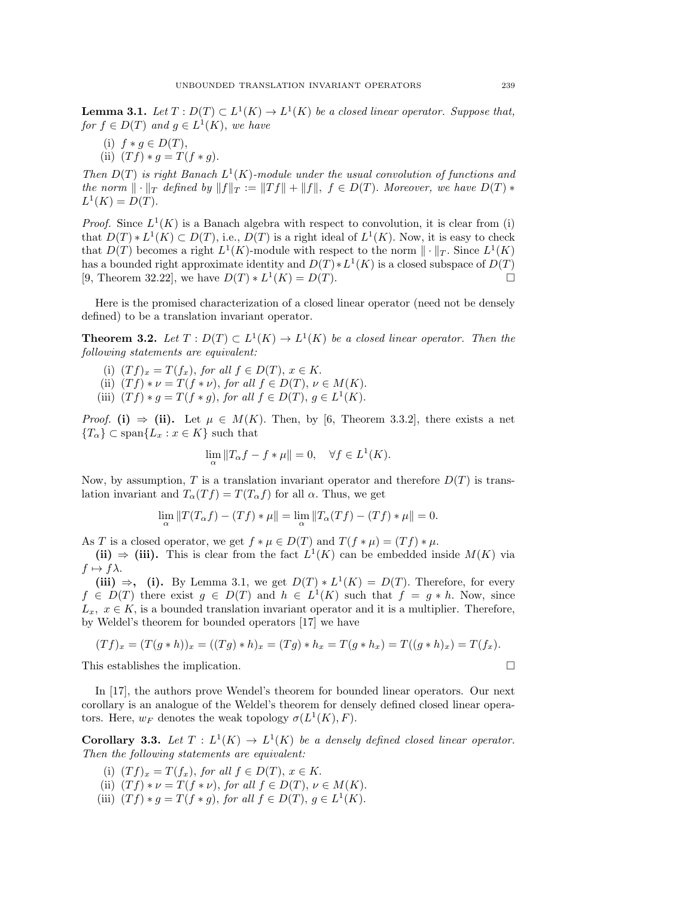**Lemma 3.1.** *Let $T : D(T) \subset L^1(K) \to L^1(K)$ be a closed linear operator. Suppose that, for $f \in D(T)$ and $g \in L^1(K)$, we have*

(i) $f * g \in D(T)$,
(ii) $(Tf) * g = T(f * g)$.

*Then $D(T)$ is right Banach $L^1(K)$-module under the usual convolution of functions and the norm $\|\cdot\|_T$ defined by $\|f\|_T := \|Tf\| + \|f\|$, $f \in D(T)$. Moreover, we have $D(T) * L^1(K) = D(T)$.*

*Proof.* Since $L^1(K)$ is a Banach algebra with respect to convolution, it is clear from (i) that $D(T) * L^1(K) \subset D(T)$, i.e., $D(T)$ is a right ideal of $L^1(K)$. Now, it is easy to check that $D(T)$ becomes a right $L^1(K)$-module with respect to the norm $\|\cdot\|_T$. Since $L^1(K)$ has a bounded right approximate identity and $D(T) * L^1(K)$ is a closed subspace of $D(T)$ [9, Theorem 32.22], we have $D(T) * L^1(K) = D(T)$. □

Here is the promised characterization of a closed linear operator (need not be densely defined) to be a translation invariant operator.

**Theorem 3.2.** *Let $T : D(T) \subset L^1(K) \to L^1(K)$ be a closed linear operator. Then the following statements are equivalent:*

(i) $(Tf)_x = T(f_x)$, *for all $f \in D(T)$, $x \in K$.*
(ii) $(Tf) * \nu = T(f * \nu)$, *for all $f \in D(T)$, $\nu \in M(K)$.*
(iii) $(Tf) * g = T(f * g)$, *for all $f \in D(T)$, $g \in L^1(K)$.*

*Proof.* **(i) ⇒ (ii).** Let $\mu \in M(K)$. Then, by [6, Theorem 3.3.2], there exists a net $\{T_\alpha\} \subset \operatorname{span}\{L_x : x \in K\}$ such that

$$\lim_\alpha \|T_\alpha f - f * \mu\| = 0, \quad \forall f \in L^1(K).$$

Now, by assumption, $T$ is a translation invariant operator and therefore $D(T)$ is translation invariant and $T_\alpha(Tf) = T(T_\alpha f)$ for all $\alpha$. Thus, we get

$$\lim_\alpha \|T(T_\alpha f) - (Tf) * \mu\| = \lim_\alpha \|T_\alpha(Tf) - (Tf) * \mu\| = 0.$$

As $T$ is a closed operator, we get $f * \mu \in D(T)$ and $T(f * \mu) = (Tf) * \mu$.

**(ii) ⇒ (iii).** This is clear from the fact $L^1(K)$ can be embedded inside $M(K)$ via $f \mapsto f\lambda$.

**(iii) ⇒, (i).** By Lemma 3.1, we get $D(T) * L^1(K) = D(T)$. Therefore, for every $f \in D(T)$ there exist $g \in D(T)$ and $h \in L^1(K)$ such that $f = g * h$. Now, since $L_x$, $x \in K$, is a bounded translation invariant operator and it is a multiplier. Therefore, by Weldel's theorem for bounded operators [17] we have

$$(Tf)_x = (T(g * h))_x = ((Tg) * h)_x = (Tg) * h_x = T(g * h_x) = T((g * h)_x) = T(f_x).$$

This establishes the implication. □

In [17], the authors prove Wendel's theorem for bounded linear operators. Our next corollary is an analogue of the Weldel's theorem for densely defined closed linear operators. Here, $w_F$ denotes the weak topology $\sigma(L^1(K), F)$.

**Corollary 3.3.** *Let $T : L^1(K) \to L^1(K)$ be a densely defined closed linear operator. Then the following statements are equivalent:*

(i) $(Tf)_x = T(f_x)$, *for all $f \in D(T)$, $x \in K$.*
(ii) $(Tf) * \nu = T(f * \nu)$, *for all $f \in D(T)$, $\nu \in M(K)$.*
(iii) $(Tf) * g = T(f * g)$, *for all $f \in D(T)$, $g \in L^1(K)$.*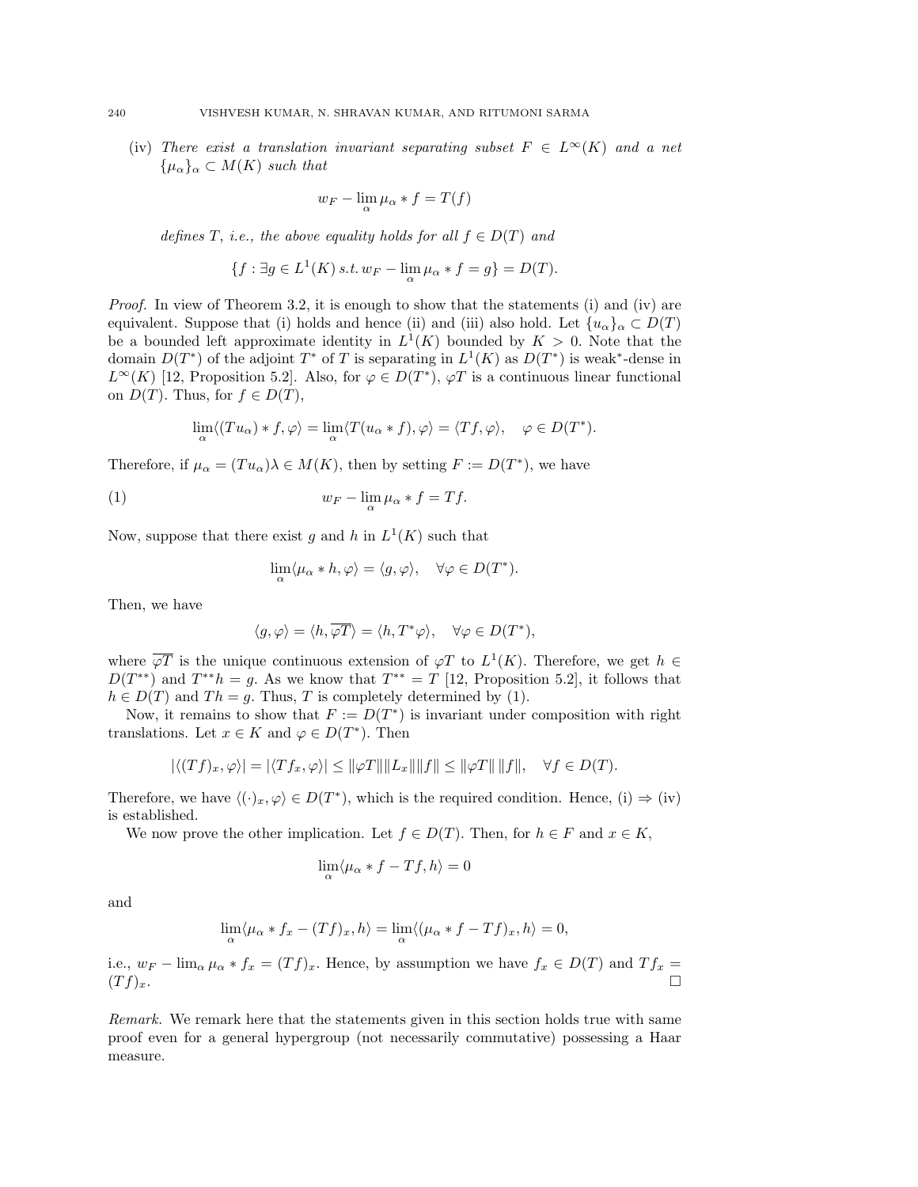(iv) *There exist a translation invariant separating subset $F \in L^\infty(K)$ and a net $\{\mu_\alpha\}_\alpha \subset M(K)$ such that*

$$w_F - \lim_\alpha \mu_\alpha * f = T(f)$$

*defines $T$, i.e., the above equality holds for all $f \in D(T)$ and*

$$\{f : \exists g \in L^1(K)\, s.t.\, w_F - \lim_\alpha \mu_\alpha * f = g\} = D(T).$$

*Proof.* In view of Theorem 3.2, it is enough to show that the statements (i) and (iv) are equivalent. Suppose that (i) holds and hence (ii) and (iii) also hold. Let $\{u_\alpha\}_\alpha \subset D(T)$ be a bounded left approximate identity in $L^1(K)$ bounded by $K > 0$. Note that the domain $D(T^*)$ of the adjoint $T^*$ of $T$ is separating in $L^1(K)$ as $D(T^*)$ is weak$^*$-dense in $L^\infty(K)$ [12, Proposition 5.2]. Also, for $\varphi \in D(T^*)$, $\varphi T$ is a continuous linear functional on $D(T)$. Thus, for $f \in D(T)$,

$$\lim_\alpha \langle (Tu_\alpha) * f, \varphi\rangle = \lim_\alpha \langle T(u_\alpha * f), \varphi\rangle = \langle Tf, \varphi\rangle, \quad \varphi \in D(T^*).$$

Therefore, if $\mu_\alpha = (Tu_\alpha)\lambda \in M(K)$, then by setting $F := D(T^*)$, we have

$$w_F - \lim_\alpha \mu_\alpha * f = Tf. \tag{1}$$

Now, suppose that there exist $g$ and $h$ in $L^1(K)$ such that

$$\lim_\alpha \langle \mu_\alpha * h, \varphi\rangle = \langle g, \varphi\rangle, \quad \forall \varphi \in D(T^*).$$

Then, we have

$$\langle g, \varphi\rangle = \langle h, \overline{\varphi T}\rangle = \langle h, T^*\varphi\rangle, \quad \forall \varphi \in D(T^*),$$

where $\overline{\varphi T}$ is the unique continuous extension of $\varphi T$ to $L^1(K)$. Therefore, we get $h \in D(T^{**})$ and $T^{**}h = g$. As we know that $T^{**} = T$ [12, Proposition 5.2], it follows that $h \in D(T)$ and $Th = g$. Thus, $T$ is completely determined by (1).

Now, it remains to show that $F := D(T^*)$ is invariant under composition with right translations. Let $x \in K$ and $\varphi \in D(T^*)$. Then

$$|\langle (Tf)_x, \varphi\rangle| = |\langle Tf_x, \varphi\rangle| \leq \|\varphi T\| \|L_x\| \|f\| \leq \|\varphi T\|\, \|f\|, \quad \forall f \in D(T).$$

Therefore, we have $\langle (\cdot)_x, \varphi\rangle \in D(T^*)$, which is the required condition. Hence, (i) $\Rightarrow$ (iv) is established.

We now prove the other implication. Let $f \in D(T)$. Then, for $h \in F$ and $x \in K$,

$$\lim_\alpha \langle \mu_\alpha * f - Tf, h\rangle = 0$$

and

$$\lim_\alpha \langle \mu_\alpha * f_x - (Tf)_x, h\rangle = \lim_\alpha \langle (\mu_\alpha * f - Tf)_x, h\rangle = 0,$$

i.e., $w_F - \lim_\alpha \mu_\alpha * f_x = (Tf)_x$. Hence, by assumption we have $f_x \in D(T)$ and $Tf_x = (Tf)_x$. $\square$

*Remark.* We remark here that the statements given in this section holds true with same proof even for a general hypergroup (not necessarily commutative) possessing a Haar measure.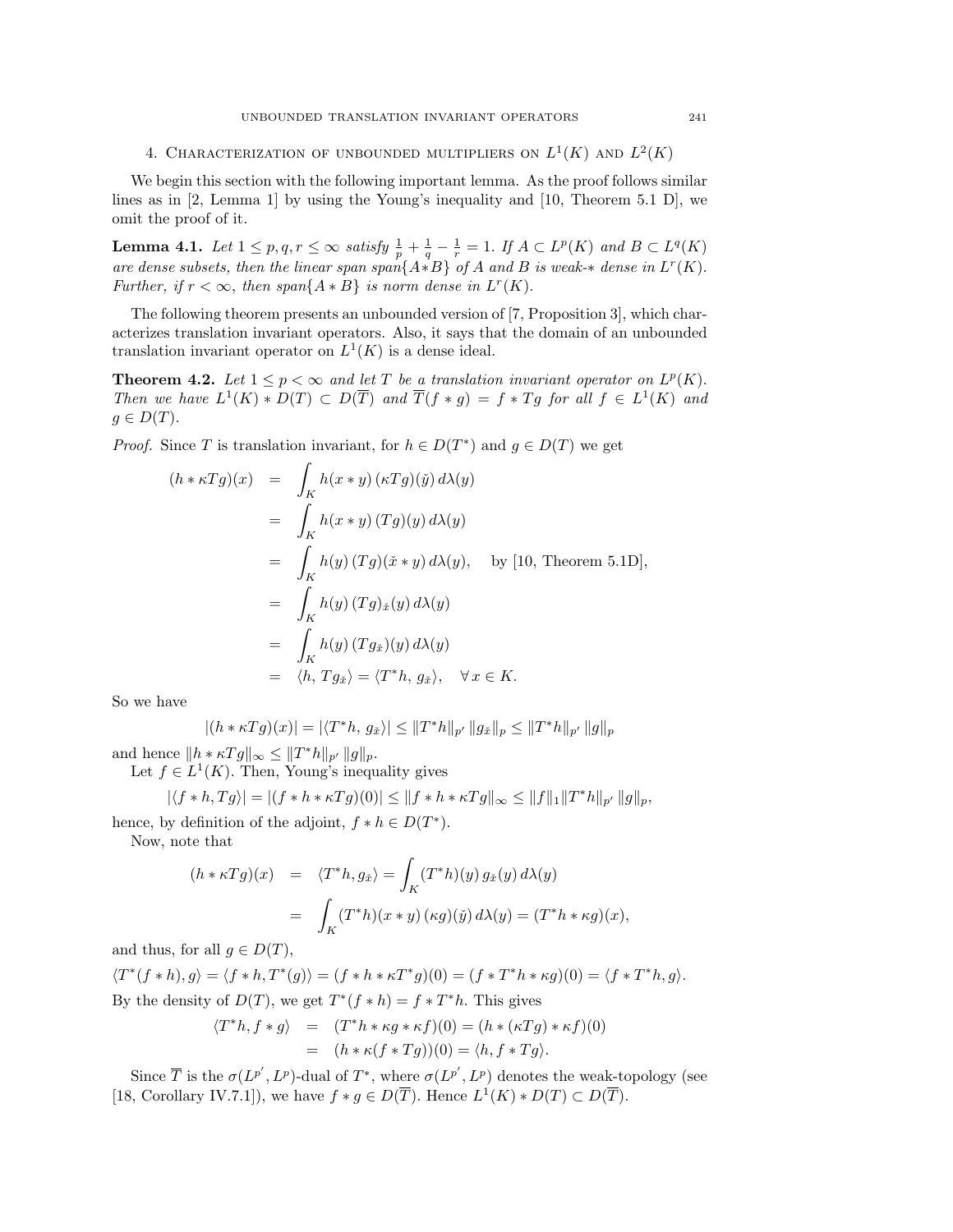## 4. Characterization of unbounded multipliers on $L^1(K)$ and $L^2(K)$

We begin this section with the following important lemma. As the proof follows similar lines as in [2, Lemma 1] by using the Young's inequality and [10, Theorem 5.1 D], we omit the proof of it.

**Lemma 4.1.** *Let $1 \le p, q, r \le \infty$ satisfy $\frac{1}{p} + \frac{1}{q} - \frac{1}{r} = 1$. If $A \subset L^p(K)$ and $B \subset L^q(K)$ are dense subsets, then the linear span $span\{A * B\}$ of $A$ and $B$ is weak-$*$ dense in $L^r(K)$. Further, if $r < \infty$, then $span\{A * B\}$ is norm dense in $L^r(K)$.*

The following theorem presents an unbounded version of [7, Proposition 3], which characterizes translation invariant operators. Also, it says that the domain of an unbounded translation invariant operator on $L^1(K)$ is a dense ideal.

**Theorem 4.2.** *Let $1 \le p < \infty$ and let $T$ be a translation invariant operator on $L^p(K)$. Then we have $L^1(K) * D(T) \subset D(\overline{T})$ and $\overline{T}(f * g) = f * Tg$ for all $f \in L^1(K)$ and $g \in D(T)$.*

*Proof.* Since $T$ is translation invariant, for $h \in D(T^*)$ and $g \in D(T)$ we get

$$
\begin{aligned}
(h * \kappa Tg)(x) &= \int_K h(x * y)\,(\kappa Tg)(\check{y})\,d\lambda(y) \\
&= \int_K h(x * y)\,(Tg)(y)\,d\lambda(y) \\
&= \int_K h(y)\,(Tg)(\check{x} * y)\,d\lambda(y), \quad \text{ by [10, Theorem 5.1D]}, \\
&= \int_K h(y)\,(Tg)_{\check{x}}(y)\,d\lambda(y) \\
&= \int_K h(y)\,(Tg_{\check{x}})(y)\,d\lambda(y) \\
&= \langle h,\, Tg_{\check{x}}\rangle = \langle T^*h,\, g_{\check{x}}\rangle, \quad \forall\, x \in K.
\end{aligned}
$$

So we have

$$
|(h * \kappa Tg)(x)| = |\langle T^*h,\, g_{\check{x}}\rangle| \le \|T^*h\|_{p'}\,\|g_{\check{x}}\|_p \le \|T^*h\|_{p'}\,\|g\|_p
$$

and hence $\|h * \kappa Tg\|_\infty \le \|T^*h\|_{p'}\,\|g\|_p$.

Let $f \in L^1(K)$. Then, Young's inequality gives

$$
|\langle f * h, Tg\rangle| = |(f * h * \kappa Tg)(0)| \le \|f * h * \kappa Tg\|_\infty \le \|f\|_1 \|T^*h\|_{p'}\,\|g\|_p,
$$

hence, by definition of the adjoint, $f * h \in D(T^*)$.

Now, note that

$$
\begin{aligned}
(h * \kappa Tg)(x) &= \langle T^*h, g_{\check{x}}\rangle = \int_K (T^*h)(y)\, g_{\check{x}}(y)\,d\lambda(y) \\
&= \int_K (T^*h)(x * y)\,(\kappa g)(\check{y})\,d\lambda(y) = (T^*h * \kappa g)(x),
\end{aligned}
$$

and thus, for all $g \in D(T)$,

$$
\langle T^*(f * h), g\rangle = \langle f * h, T^*(g)\rangle = (f * h * \kappa T^*g)(0) = (f * T^*h * \kappa g)(0) = \langle f * T^*h, g\rangle.
$$

By the density of $D(T)$, we get $T^*(f * h) = f * T^*h$. This gives

$$
\begin{aligned}
\langle T^*h, f * g\rangle &= (T^*h * \kappa g * \kappa f)(0) = (h * (\kappa Tg) * \kappa f)(0) \\
&= (h * \kappa(f * Tg))(0) = \langle h, f * Tg\rangle.
\end{aligned}
$$

Since $\overline{T}$ is the $\sigma(L^{p'}, L^p)$-dual of $T^*$, where $\sigma(L^{p'}, L^p)$ denotes the weak-topology (see [18, Corollary IV.7.1]), we have $f * g \in D(\overline{T})$. Hence $L^1(K) * D(T) \subset D(\overline{T})$.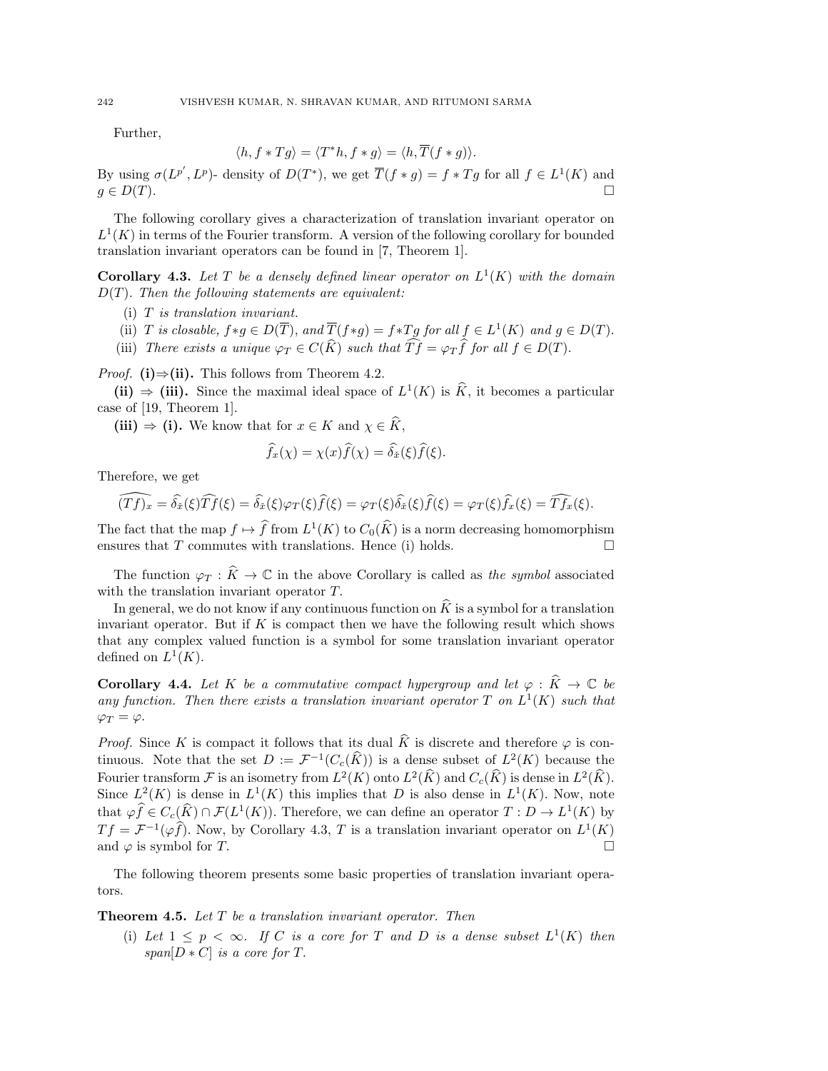Further,

$$\langle h, f * Tg \rangle = \langle T^* h, f * g \rangle = \langle h, \overline{T}(f * g) \rangle.$$

By using $\sigma(L^{p'}, L^p)$- density of $D(T^*)$, we get $\overline{T}(f * g) = f * Tg$ for all $f \in L^1(K)$ and $g \in D(T)$. □

The following corollary gives a characterization of translation invariant operator on $L^1(K)$ in terms of the Fourier transform. A version of the following corollary for bounded translation invariant operators can be found in [7, Theorem 1].

**Corollary 4.3.** *Let $T$ be a densely defined linear operator on $L^1(K)$ with the domain $D(T)$. Then the following statements are equivalent:*

- (i) *$T$ is translation invariant.*
- (ii) *$T$ is closable, $f * g \in D(\overline{T})$, and $\overline{T}(f*g) = f * Tg$ for all $f \in L^1(K)$ and $g \in D(T)$.*
- (iii) *There exists a unique $\varphi_T \in C(\widehat{K})$ such that $\widehat{Tf} = \varphi_T \widehat{f}$ for all $f \in D(T)$.*

*Proof.* **(i)⇒(ii).** This follows from Theorem 4.2.

**(ii) ⇒ (iii).** Since the maximal ideal space of $L^1(K)$ is $\widehat{K}$, it becomes a particular case of [19, Theorem 1].

**(iii) ⇒ (i).** We know that for $x \in K$ and $\chi \in \widehat{K}$,

$$\widehat{f_x}(\chi) = \chi(x)\widehat{f}(\chi) = \widehat{\delta_{\tilde{x}}}(\xi)\widehat{f}(\xi).$$

Therefore, we get

$$\widehat{(Tf)_x} = \widehat{\delta_{\tilde{x}}}(\xi)\widehat{Tf}(\xi) = \widehat{\delta_{\tilde{x}}}(\xi)\varphi_T(\xi)\widehat{f}(\xi) = \varphi_T(\xi)\widehat{\delta_{\tilde{x}}}(\xi)\widehat{f}(\xi) = \varphi_T(\xi)\widehat{f_x}(\xi) = \widehat{Tf_x}(\xi).$$

The fact that the map $f \mapsto \widehat{f}$ from $L^1(K)$ to $C_0(\widehat{K})$ is a norm decreasing homomorphism ensures that $T$ commutes with translations. Hence (i) holds. □

The function $\varphi_T : \widehat{K} \to \mathbb{C}$ in the above Corollary is called as *the symbol* associated with the translation invariant operator $T$.

In general, we do not know if any continuous function on $\widehat{K}$ is a symbol for a translation invariant operator. But if $K$ is compact then we have the following result which shows that any complex valued function is a symbol for some translation invariant operator defined on $L^1(K)$.

**Corollary 4.4.** *Let $K$ be a commutative compact hypergroup and let $\varphi : \widehat{K} \to \mathbb{C}$ be any function. Then there exists a translation invariant operator $T$ on $L^1(K)$ such that $\varphi_T = \varphi$.*

*Proof.* Since $K$ is compact it follows that its dual $\widehat{K}$ is discrete and therefore $\varphi$ is continuous. Note that the set $D := \mathcal{F}^{-1}(C_c(\widehat{K}))$ is a dense subset of $L^2(K)$ because the Fourier transform $\mathcal{F}$ is an isometry from $L^2(K)$ onto $L^2(\widehat{K})$ and $C_c(\widehat{K})$ is dense in $L^2(\widehat{K})$. Since $L^2(K)$ is dense in $L^1(K)$ this implies that $D$ is also dense in $L^1(K)$. Now, note that $\varphi\widehat{f} \in C_c(\widehat{K}) \cap \mathcal{F}(L^1(K))$. Therefore, we can define an operator $T : D \to L^1(K)$ by $Tf = \mathcal{F}^{-1}(\varphi\widehat{f})$. Now, by Corollary 4.3, $T$ is a translation invariant operator on $L^1(K)$ and $\varphi$ is symbol for $T$. □

The following theorem presents some basic properties of translation invariant operators.

**Theorem 4.5.** *Let $T$ be a translation invariant operator. Then*

- (i) *Let $1 \le p < \infty$. If $C$ is a core for $T$ and $D$ is a dense subset $L^1(K)$ then $span[D * C]$ is a core for $T$.*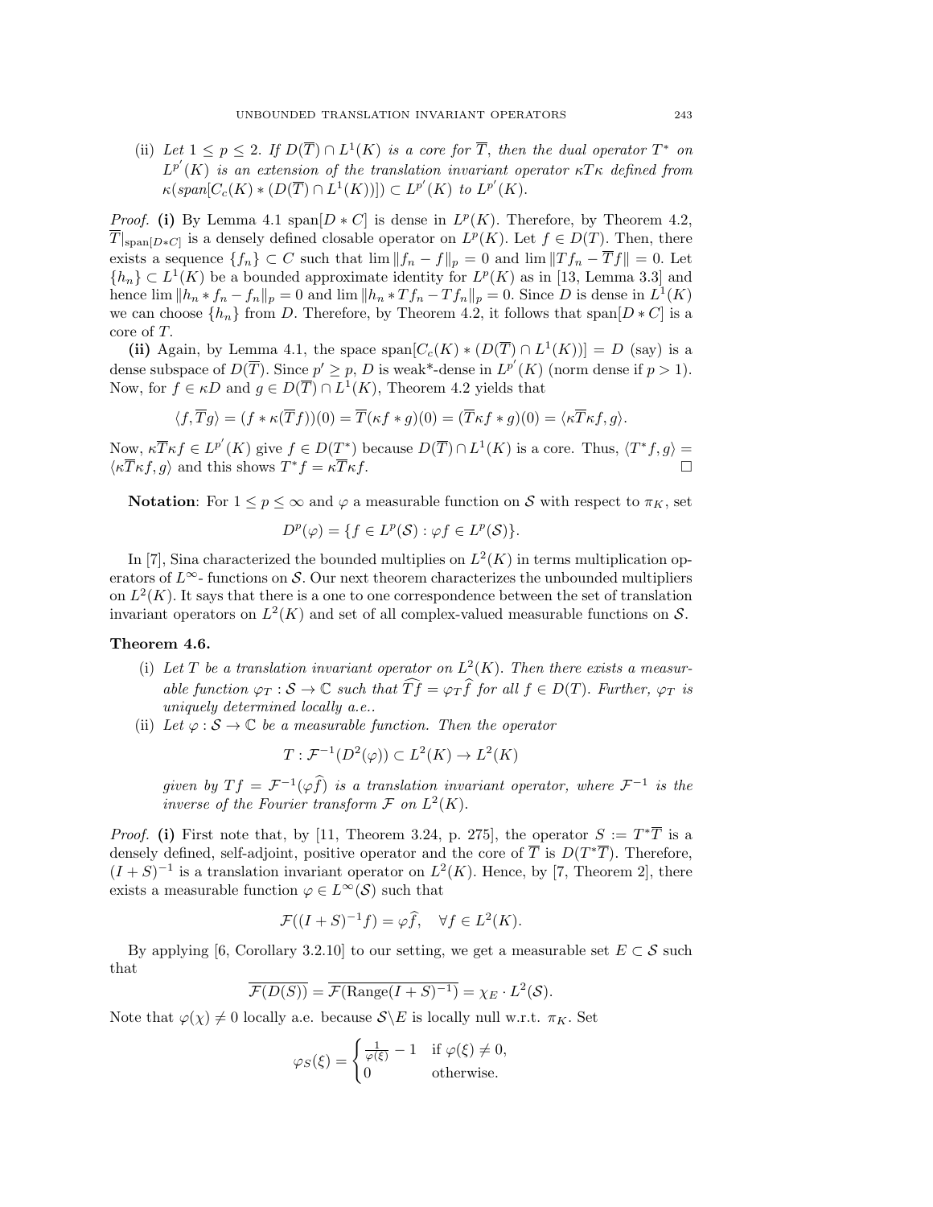(ii) *Let $1 \le p \le 2$. If $D(\overline{T}) \cap L^1(K)$ is a core for $\overline{T}$, then the dual operator $T^*$ on $L^{p'}(K)$ is an extension of the translation invariant operator $\kappa T \kappa$ defined from $\kappa(span[C_c(K) * (D(\overline{T}) \cap L^1(K))]) \subset L^{p'}(K)$ to $L^{p'}(K)$.*

*Proof.* **(i)** By Lemma 4.1 span$[D * C]$ is dense in $L^p(K)$. Therefore, by Theorem 4.2, $\overline{T}|_{\text{span}[D*C]}$ is a densely defined closable operator on $L^p(K)$. Let $f \in D(T)$. Then, there exists a sequence $\{f_n\} \subset C$ such that $\lim \|f_n - f\|_p = 0$ and $\lim \|Tf_n - \overline{T}f\| = 0$. Let $\{h_n\} \subset L^1(K)$ be a bounded approximate identity for $L^p(K)$ as in [13, Lemma 3.3] and hence $\lim \|h_n * f_n - f_n\|_p = 0$ and $\lim \|h_n * Tf_n - Tf_n\|_p = 0$. Since $D$ is dense in $L^1(K)$ we can choose $\{h_n\}$ from $D$. Therefore, by Theorem 4.2, it follows that span$[D * C]$ is a core of $T$.

**(ii)** Again, by Lemma 4.1, the space span$[C_c(K) * (D(\overline{T}) \cap L^1(K))] = D$ (say) is a dense subspace of $D(\overline{T})$. Since $p' \ge p$, $D$ is weak*-dense in $L^{p'}(K)$ (norm dense if $p > 1$). Now, for $f \in \kappa D$ and $g \in D(\overline{T}) \cap L^1(K)$, Theorem 4.2 yields that

$$\langle f, \overline{T}g \rangle = (f * \kappa(\overline{T}f))(0) = \overline{T}(\kappa f * g)(0) = (\overline{T}\kappa f * g)(0) = \langle \kappa \overline{T} \kappa f, g \rangle.$$

Now, $\kappa \overline{T} \kappa f \in L^{p'}(K)$ give $f \in D(T^*)$ because $D(\overline{T}) \cap L^1(K)$ is a core. Thus, $\langle T^* f, g \rangle = \langle \kappa \overline{T} \kappa f, g \rangle$ and this shows $T^* f = \kappa \overline{T} \kappa f$. $\square$

**Notation**: For $1 \le p \le \infty$ and $\varphi$ a measurable function on $\mathcal{S}$ with respect to $\pi_K$, set

$$D^p(\varphi) = \{f \in L^p(\mathcal{S}) : \varphi f \in L^p(\mathcal{S})\}.$$

In [7], Sina characterized the bounded multiplies on $L^2(K)$ in terms multiplication operators of $L^\infty$- functions on $\mathcal{S}$. Our next theorem characterizes the unbounded multipliers on $L^2(K)$. It says that there is a one to one correspondence between the set of translation invariant operators on $L^2(K)$ and set of all complex-valued measurable functions on $\mathcal{S}$.

**Theorem 4.6.**

(i) *Let $T$ be a translation invariant operator on $L^2(K)$. Then there exists a measurable function $\varphi_T : \mathcal{S} \to \mathbb{C}$ such that $\widehat{Tf} = \varphi_T \widehat{f}$ for all $f \in D(T)$. Further, $\varphi_T$ is uniquely determined locally a.e..*

(ii) *Let $\varphi : \mathcal{S} \to \mathbb{C}$ be a measurable function. Then the operator*

$$T : \mathcal{F}^{-1}(D^2(\varphi)) \subset L^2(K) \to L^2(K)$$

*given by $Tf = \mathcal{F}^{-1}(\varphi \widehat{f})$ is a translation invariant operator, where $\mathcal{F}^{-1}$ is the inverse of the Fourier transform $\mathcal{F}$ on $L^2(K)$.*

*Proof.* **(i)** First note that, by [11, Theorem 3.24, p. 275], the operator $S := T^* \overline{T}$ is a densely defined, self-adjoint, positive operator and the core of $\overline{T}$ is $D(T^* \overline{T})$. Therefore, $(I + S)^{-1}$ is a translation invariant operator on $L^2(K)$. Hence, by [7, Theorem 2], there exists a measurable function $\varphi \in L^\infty(\mathcal{S})$ such that

$$\mathcal{F}((I + S)^{-1} f) = \varphi \widehat{f}, \quad \forall f \in L^2(K).$$

By applying [6, Corollary 3.2.10] to our setting, we get a measurable set $E \subset \mathcal{S}$ such that

$$\overline{\mathcal{F}(D(S))} = \overline{\mathcal{F}(\text{Range}(I + S)^{-1})} = \chi_E \cdot L^2(\mathcal{S}).$$

Note that $\varphi(\chi) \neq 0$ locally a.e. because $\mathcal{S} \backslash E$ is locally null w.r.t. $\pi_K$. Set

$$\varphi_S(\xi) = \begin{cases} \frac{1}{\varphi(\xi)} - 1 & \text{if } \varphi(\xi) \neq 0, \\ 0 & \text{otherwise.} \end{cases}$$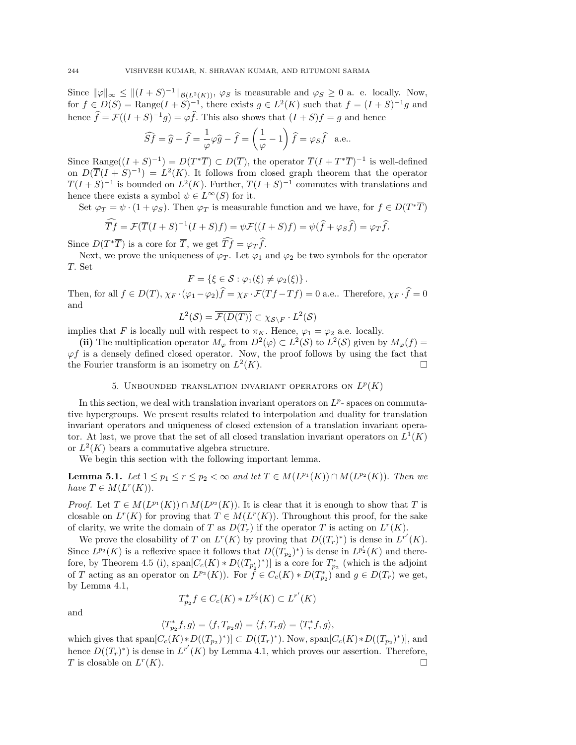Since $\|\varphi\|_\infty \leq \|(I+S)^{-1}\|_{\mathcal{B}(L^2(K))}$, $\varphi_S$ is measurable and $\varphi_S \geq 0$ a. e. locally. Now, for $f \in D(S) = \text{Range}(I+S)^{-1}$, there exists $g \in L^2(K)$ such that $f = (I+S)^{-1}g$ and hence $\widehat{f} = \mathcal{F}((I+S)^{-1}g) = \varphi \widehat{f}$. This also shows that $(I+S)f = g$ and hence

$$\widehat{Sf} = \widehat{g} - \widehat{f} = \frac{1}{\varphi}\varphi\widehat{g} - \widehat{f} = \left(\frac{1}{\varphi} - 1\right)\widehat{f} = \varphi_S \widehat{f} \quad \text{a.e..}$$

Since $\text{Range}((I+S)^{-1}) = D(T^*\overline{T}) \subset D(\overline{T})$, the operator $\overline{T}(I + T^*\overline{T})^{-1}$ is well-defined on $D(\overline{T}(I+S)^{-1}) = L^2(K)$. It follows from closed graph theorem that the operator $\overline{T}(I+S)^{-1}$ is bounded on $L^2(K)$. Further, $\overline{T}(I+S)^{-1}$ commutes with translations and hence there exists a symbol $\psi \in L^\infty(S)$ for it.

Set $\varphi_T = \psi \cdot (1 + \varphi_S)$. Then $\varphi_T$ is measurable function and we have, for $f \in D(T^*\overline{T})$

$$\widehat{\overline{T}f} = \mathcal{F}(\overline{T}(I+S)^{-1}(I+S)f) = \psi\mathcal{F}((I+S)f) = \psi(\widehat{f} + \varphi_S\widehat{f}) = \varphi_T\widehat{f}.$$

Since $D(T^*\overline{T})$ is a core for $\overline{T}$, we get $\widehat{Tf} = \varphi_T\widehat{f}$.

Next, we prove the uniqueness of $\varphi_T$. Let $\varphi_1$ and $\varphi_2$ be two symbols for the operator $T$. Set

$$F = \{\xi \in \mathcal{S} : \varphi_1(\xi) \neq \varphi_2(\xi)\}.$$

Then, for all $f \in D(T)$, $\chi_F \cdot (\varphi_1 - \varphi_2)\widehat{f} = \chi_F \cdot \mathcal{F}(Tf - Tf) = 0$ a.e.. Therefore, $\chi_F \cdot \widehat{f} = 0$ and

$$L^2(\mathcal{S}) = \overline{\mathcal{F}(D(T))} \subset \chi_{\mathcal{S}\setminus F} \cdot L^2(\mathcal{S})$$

implies that $F$ is locally null with respect to $\pi_K$. Hence, $\varphi_1 = \varphi_2$ a.e. locally.

**(ii)** The multiplication operator $M_\varphi$ from $D^2(\varphi) \subset L^2(\mathcal{S})$ to $L^2(\mathcal{S})$ given by $M_\varphi(f) = \varphi f$ is a densely defined closed operator. Now, the proof follows by using the fact that the Fourier transform is an isometry on $L^2(K)$. $\square$

## 5. Unbounded translation invariant operators on $L^p(K)$

In this section, we deal with translation invariant operators on $L^p$- spaces on commutative hypergroups. We present results related to interpolation and duality for translation invariant operators and uniqueness of closed extension of a translation invariant operator. At last, we prove that the set of all closed translation invariant operators on $L^1(K)$ or $L^2(K)$ bears a commutative algebra structure.

We begin this section with the following important lemma.

**Lemma 5.1.** *Let $1 \leq p_1 \leq r \leq p_2 < \infty$ and let $T \in M(L^{p_1}(K)) \cap M(L^{p_2}(K))$. Then we have $T \in M(L^r(K))$.*

*Proof.* Let $T \in M(L^{p_1}(K)) \cap M(L^{p_2}(K))$. It is clear that it is enough to show that $T$ is closable on $L^r(K)$ for proving that $T \in M(L^r(K))$. Throughout this proof, for the sake of clarity, we write the domain of $T$ as $D(T_r)$ if the operator $T$ is acting on $L^r(K)$.

We prove the closability of $T$ on $L^r(K)$ by proving that $D((T_r)^*)$ is dense in $L^{r'}(K)$. Since $L^{p_2}(K)$ is a reflexive space it follows that $D((T_{p_2})^*)$ is dense in $L^{p_2'}(K)$ and therefore, by Theorem 4.5 (i), $\text{span}[C_c(K) * D((T_{p_2'})^*)]$ is a core for $T^*_{p_2}$ (which is the adjoint of $T$ acting as an operator on $L^{p_2}(K)$). For $f \in C_c(K) * D(T^*_{p_2})$ and $g \in D(T_r)$ we get, by Lemma 4.1,

$$T^*_{p_2} f \in C_c(K) * L^{p_2'}(K) \subset L^{r'}(K)$$

and

$$\langle T^*_{p_2} f, g\rangle = \langle f, T_{p_2} g\rangle = \langle f, T_r g\rangle = \langle T^*_r f, g\rangle,$$

which gives that $\text{span}[C_c(K) * D((T_{p_2})^*)] \subset D((T_r)^*)$. Now, $\text{span}[C_c(K) * D((T_{p_2})^*)]$, and hence $D((T_r)^*)$ is dense in $L^{r'}(K)$ by Lemma 4.1, which proves our assertion. Therefore, $T$ is closable on $L^r(K)$. $\square$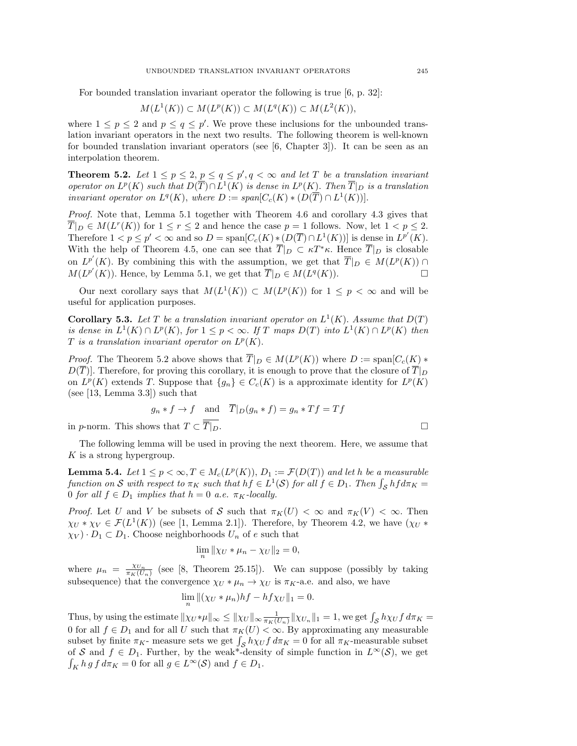For bounded translation invariant operator the following is true [6, p. 32]:

$$M(L^1(K)) \subset M(L^p(K)) \subset M(L^q(K)) \subset M(L^2(K)),$$

where $1 \le p \le 2$ and $p \le q \le p'$. We prove these inclusions for the unbounded translation invariant operators in the next two results. The following theorem is well-known for bounded translation invariant operators (see [6, Chapter 3]). It can be seen as an interpolation theorem.

**Theorem 5.2.** *Let $1 \le p \le 2$, $p \le q \le p', q < \infty$ and let $T$ be a translation invariant operator on $L^p(K)$ such that $D(\overline{T}) \cap L^1(K)$ is dense in $L^p(K)$. Then $\overline{T}|_D$ is a translation invariant operator on $L^q(K)$, where $D := span[C_c(K) * (D(\overline{T}) \cap L^1(K))]$.*

*Proof.* Note that, Lemma 5.1 together with Theorem 4.6 and corollary 4.3 gives that $\overline{T}|_D \in M(L^r(K))$ for $1 \le r \le 2$ and hence the case $p = 1$ follows. Now, let $1 < p \le 2$. Therefore $1 < p \le p' < \infty$ and so $D = \text{span}[C_c(K) * (D(\overline{T}) \cap L^1(K))]$ is dense in $L^{p'}(K)$. With the help of Theorem 4.5, one can see that $\overline{T}|_D \subset \kappa T^* \kappa$. Hence $\overline{T}|_D$ is closable on $L^{p'}(K)$. By combining this with the assumption, we get that $\overline{T}|_D \in M(L^p(K)) \cap M(L^{p'}(K))$. Hence, by Lemma 5.1, we get that $\overline{T}|_D \in M(L^q(K))$. □

Our next corollary says that $M(L^1(K)) \subset M(L^p(K))$ for $1 \le p < \infty$ and will be useful for application purposes.

**Corollary 5.3.** *Let $T$ be a translation invariant operator on $L^1(K)$. Assume that $D(T)$ is dense in $L^1(K) \cap L^p(K)$, for $1 \le p < \infty$. If $T$ maps $D(T)$ into $L^1(K) \cap L^p(K)$ then $T$ is a translation invariant operator on $L^p(K)$.*

*Proof.* The Theorem 5.2 above shows that $\overline{T}|_D \in M(L^p(K))$ where $D := \text{span}[C_c(K) * D(\overline{T})]$. Therefore, for proving this corollary, it is enough to prove that the closure of $\overline{T}|_D$ on $L^p(K)$ extends $T$. Suppose that $\{g_n\} \in C_c(K)$ is a approximate identity for $L^p(K)$ (see [13, Lemma 3.3]) such that

$$g_n * f \to f \quad \text{and} \quad \overline{T}|_D(g_n * f) = g_n * Tf = Tf$$

in $p$-norm. This shows that $T \subset \overline{\overline{T}|_D}$. □

The following lemma will be used in proving the next theorem. Here, we assume that $K$ is a strong hypergroup.

**Lemma 5.4.** *Let $1 \le p < \infty, T \in M_c(L^p(K))$, $D_1 := \mathcal{F}(D(T))$ and let $h$ be a measurable function on $\mathcal{S}$ with respect to $\pi_K$ such that $hf \in L^1(\mathcal{S})$ for all $f \in D_1$. Then $\int_{\mathcal{S}} hf d\pi_K = 0$ for all $f \in D_1$ implies that $h = 0$ a.e. $\pi_K$-locally.*

*Proof.* Let $U$ and $V$ be subsets of $\mathcal{S}$ such that $\pi_K(U) < \infty$ and $\pi_K(V) < \infty$. Then $\chi_U * \chi_V \in \mathcal{F}(L^1(K))$ (see [1, Lemma 2.1]). Therefore, by Theorem 4.2, we have $(\chi_U * \chi_V) \cdot D_1 \subset D_1$. Choose neighborhoods $U_n$ of $e$ such that

$$\lim_n \|\chi_U * \mu_n - \chi_U\|_2 = 0,$$

where $\mu_n = \frac{\chi_{U_n}}{\pi_K(U_n)}$ (see [8, Theorem 25.15]). We can suppose (possibly by taking subsequence) that the convergence $\chi_U * \mu_n \to \chi_U$ is $\pi_K$-a.e. and also, we have

$$\lim_n \|(\chi_U * \mu_n)hf - hf\chi_U\|_1 = 0.$$

Thus, by using the estimate $\|\chi_U * \mu\|_\infty \le \|\chi_U\|_\infty \frac{1}{\pi_K(U_n)} \|\chi_{U_n}\|_1 = 1$, we get $\int_{\mathcal{S}} h\chi_U f \, d\pi_K = 0$ for all $f \in D_1$ and for all $U$ such that $\pi_K(U) < \infty$. By approximating any measurable subset by finite $\pi_K$- measure sets we get $\int_{\mathcal{S}} h\chi_U f \, d\pi_K = 0$ for all $\pi_K$-measurable subset of $\mathcal{S}$ and $f \in D_1$. Further, by the weak*-density of simple function in $L^\infty(\mathcal{S})$, we get $\int_K h \, g \, f \, d\pi_K = 0$ for all $g \in L^\infty(\mathcal{S})$ and $f \in D_1$.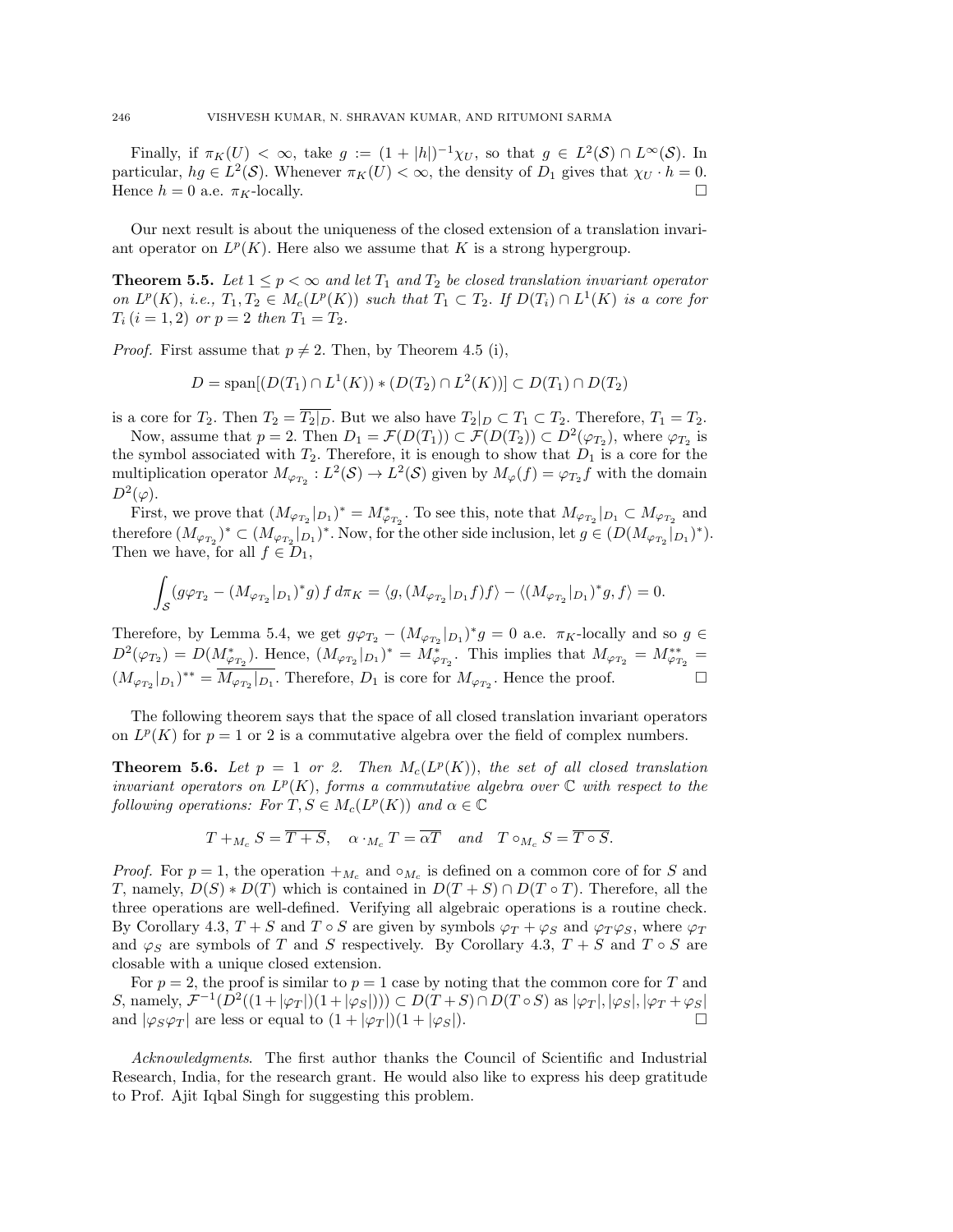Finally, if $\pi_K(U) < \infty$, take $g := (1+|h|)^{-1}\chi_U$, so that $g \in L^2(\mathcal{S}) \cap L^\infty(\mathcal{S})$. In particular, $hg \in L^2(\mathcal{S})$. Whenever $\pi_K(U) < \infty$, the density of $D_1$ gives that $\chi_U \cdot h = 0$. Hence $h = 0$ a.e. $\pi_K$-locally. $\square$

Our next result is about the uniqueness of the closed extension of a translation invariant operator on $L^p(K)$. Here also we assume that $K$ is a strong hypergroup.

**Theorem 5.5.** *Let $1 \leq p < \infty$ and let $T_1$ and $T_2$ be closed translation invariant operator on $L^p(K)$, i.e., $T_1, T_2 \in M_c(L^p(K))$ such that $T_1 \subset T_2$. If $D(T_i) \cap L^1(K)$ is a core for $T_i\, (i = 1, 2)$ or $p = 2$ then $T_1 = T_2$.*

*Proof.* First assume that $p \neq 2$. Then, by Theorem 4.5 (i),

$$D = \operatorname{span}[(D(T_1) \cap L^1(K)) * (D(T_2) \cap L^2(K))] \subset D(T_1) \cap D(T_2)$$

is a core for $T_2$. Then $T_2 = \overline{T_2|_D}$. But we also have $T_2|_D \subset T_1 \subset T_2$. Therefore, $T_1 = T_2$.

Now, assume that $p = 2$. Then $D_1 = \mathcal{F}(D(T_1)) \subset \mathcal{F}(D(T_2)) \subset D^2(\varphi_{T_2})$, where $\varphi_{T_2}$ is the symbol associated with $T_2$. Therefore, it is enough to show that $D_1$ is a core for the multiplication operator $M_{\varphi_{T_2}} : L^2(\mathcal{S}) \to L^2(\mathcal{S})$ given by $M_\varphi(f) = \varphi_{T_2} f$ with the domain $D^2(\varphi)$.

First, we prove that $(M_{\varphi_{T_2}}|_{D_1})^* = M^*_{\varphi_{T_2}}$. To see this, note that $M_{\varphi_{T_2}}|_{D_1} \subset M_{\varphi_{T_2}}$ and therefore $(M_{\varphi_{T_2}})^* \subset (M_{\varphi_{T_2}}|_{D_1})^*$. Now, for the other side inclusion, let $g \in (D(M_{\varphi_{T_2}}|_{D_1})^*)$. Then we have, for all $f \in D_1$,

$$\int_{\mathcal{S}} (g\varphi_{T_2} - (M_{\varphi_{T_2}}|_{D_1})^* g)\, f \, d\pi_K = \langle g, (M_{\varphi_{T_2}}|_{D_1} f) \rangle - \langle (M_{\varphi_{T_2}}|_{D_1})^* g, f \rangle = 0.$$

Therefore, by Lemma 5.4, we get $g\varphi_{T_2} - (M_{\varphi_{T_2}}|_{D_1})^* g = 0$ a.e. $\pi_K$-locally and so $g \in D^2(\varphi_{T_2}) = D(M^*_{\varphi_{T_2}})$. Hence, $(M_{\varphi_{T_2}}|_{D_1})^* = M^*_{\varphi_{T_2}}$. This implies that $M_{\varphi_{T_2}} = M^{**}_{\varphi_{T_2}} = (M_{\varphi_{T_2}}|_{D_1})^{**} = \overline{M_{\varphi_{T_2}}|_{D_1}}$. Therefore, $D_1$ is core for $M_{\varphi_{T_2}}$. Hence the proof. $\square$

The following theorem says that the space of all closed translation invariant operators on $L^p(K)$ for $p = 1$ or $2$ is a commutative algebra over the field of complex numbers.

**Theorem 5.6.** *Let $p = 1$ or $2$. Then $M_c(L^p(K))$, the set of all closed translation invariant operators on $L^p(K)$, forms a commutative algebra over $\mathbb{C}$ with respect to the following operations: For $T, S \in M_c(L^p(K))$ and $\alpha \in \mathbb{C}$*

$$T +_{M_c} S = \overline{T+S}, \quad \alpha \cdot_{M_c} T = \overline{\alpha T} \quad \text{and} \quad T \circ_{M_c} S = \overline{T \circ S}.$$

*Proof.* For $p = 1$, the operation $+_{M_c}$ and $\circ_{M_c}$ is defined on a common core of for $S$ and $T$, namely, $D(S) * D(T)$ which is contained in $D(T+S) \cap D(T \circ T)$. Therefore, all the three operations are well-defined. Verifying all algebraic operations is a routine check. By Corollary 4.3, $T + S$ and $T \circ S$ are given by symbols $\varphi_T + \varphi_S$ and $\varphi_T \varphi_S$, where $\varphi_T$ and $\varphi_S$ are symbols of $T$ and $S$ respectively. By Corollary 4.3, $T + S$ and $T \circ S$ are closable with a unique closed extension.

For $p = 2$, the proof is similar to $p = 1$ case by noting that the common core for $T$ and $S$, namely, $\mathcal{F}^{-1}(D^2((1+|\varphi_T|)(1+|\varphi_S|))) \subset D(T+S) \cap D(T \circ S)$ as $|\varphi_T|, |\varphi_S|, |\varphi_T + \varphi_S|$ and $|\varphi_S \varphi_T|$ are less or equal to $(1+|\varphi_T|)(1+|\varphi_S|)$. $\square$

*Acknowledgments.* The first author thanks the Council of Scientific and Industrial Research, India, for the research grant. He would also like to express his deep gratitude to Prof. Ajit Iqbal Singh for suggesting this problem.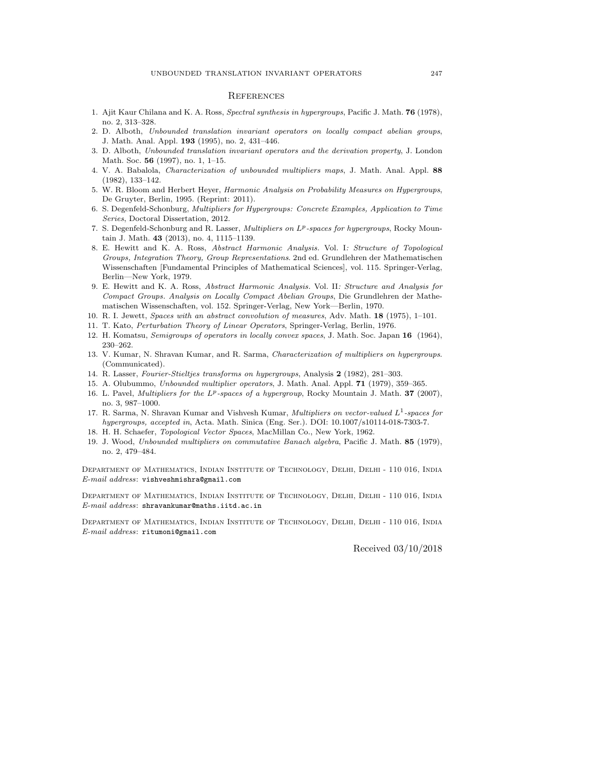## References

1. Ajit Kaur Chilana and K. A. Ross, *Spectral synthesis in hypergroups*, Pacific J. Math. **76** (1978), no. 2, 313–328.
2. D. Alboth, *Unbounded translation invariant operators on locally compact abelian groups*, J. Math. Anal. Appl. **193** (1995), no. 2, 431–446.
3. D. Alboth, *Unbounded translation invariant operators and the derivation property*, J. London Math. Soc. **56** (1997), no. 1, 1–15.
4. V. A. Babalola, *Characterization of unbounded multipliers maps*, J. Math. Anal. Appl. **88** (1982), 133–142.
5. W. R. Bloom and Herbert Heyer, *Harmonic Analysis on Probability Measures on Hypergroups*, De Gruyter, Berlin, 1995. (Reprint: 2011).
6. S. Degenfeld-Schonburg, *Multipliers for Hypergroups: Concrete Examples, Application to Time Series*, Doctoral Dissertation, 2012.
7. S. Degenfeld-Schonburg and R. Lasser, *Multipliers on $L^p$-spaces for hypergroups*, Rocky Mountain J. Math. **43** (2013), no. 4, 1115–1139.
8. E. Hewitt and K. A. Ross, *Abstract Harmonic Analysis*. Vol. I*: Structure of Topological Groups, Integration Theory, Group Representations*. 2nd ed. Grundlehren der Mathematischen Wissenschaften [Fundamental Principles of Mathematical Sciences], vol. 115. Springer-Verlag, Berlin—New York, 1979.
9. E. Hewitt and K. A. Ross, *Abstract Harmonic Analysis*. Vol. II*: Structure and Analysis for Compact Groups. Analysis on Locally Compact Abelian Groups*, Die Grundlehren der Mathematischen Wissenschaften, vol. 152. Springer-Verlag, New York—Berlin, 1970.
10. R. I. Jewett, *Spaces with an abstract convolution of measures*, Adv. Math. **18** (1975), 1–101.
11. T. Kato, *Perturbation Theory of Linear Operators*, Springer-Verlag, Berlin, 1976.
12. H. Komatsu, *Semigroups of operators in locally convex spaces*, J. Math. Soc. Japan **16** (1964), 230–262.
13. V. Kumar, N. Shravan Kumar, and R. Sarma, *Characterization of multipliers on hypergroups*. (Communicated).
14. R. Lasser, *Fourier-Stieltjes transforms on hypergroups*, Analysis **2** (1982), 281–303.
15. A. Olubummo, *Unbounded multiplier operators*, J. Math. Anal. Appl. **71** (1979), 359–365.
16. L. Pavel, *Multipliers for the $L^p$-spaces of a hypergroup*, Rocky Mountain J. Math. **37** (2007), no. 3, 987–1000.
17. R. Sarma, N. Shravan Kumar and Vishvesh Kumar, *Multipliers on vector-valued $L^1$-spaces for hypergroups, accepted in*, Acta. Math. Sinica (Eng. Ser.). DOI: 10.1007/s10114-018-7303-7.
18. H. H. Schaefer, *Topological Vector Spaces*, MacMillan Co., New York, 1962.
19. J. Wood, *Unbounded multipliers on commutative Banach algebra*, Pacific J. Math. **85** (1979), no. 2, 479–484.

Department of Mathematics, Indian Institute of Technology, Delhi, Delhi - 110 016, India
*E-mail address*: vishveshmishra@gmail.com

Department of Mathematics, Indian Institute of Technology, Delhi, Delhi - 110 016, India
*E-mail address*: shravankumar@maths.iitd.ac.in

Department of Mathematics, Indian Institute of Technology, Delhi, Delhi - 110 016, India
*E-mail address*: ritumoni@gmail.com

Received 03/10/2018